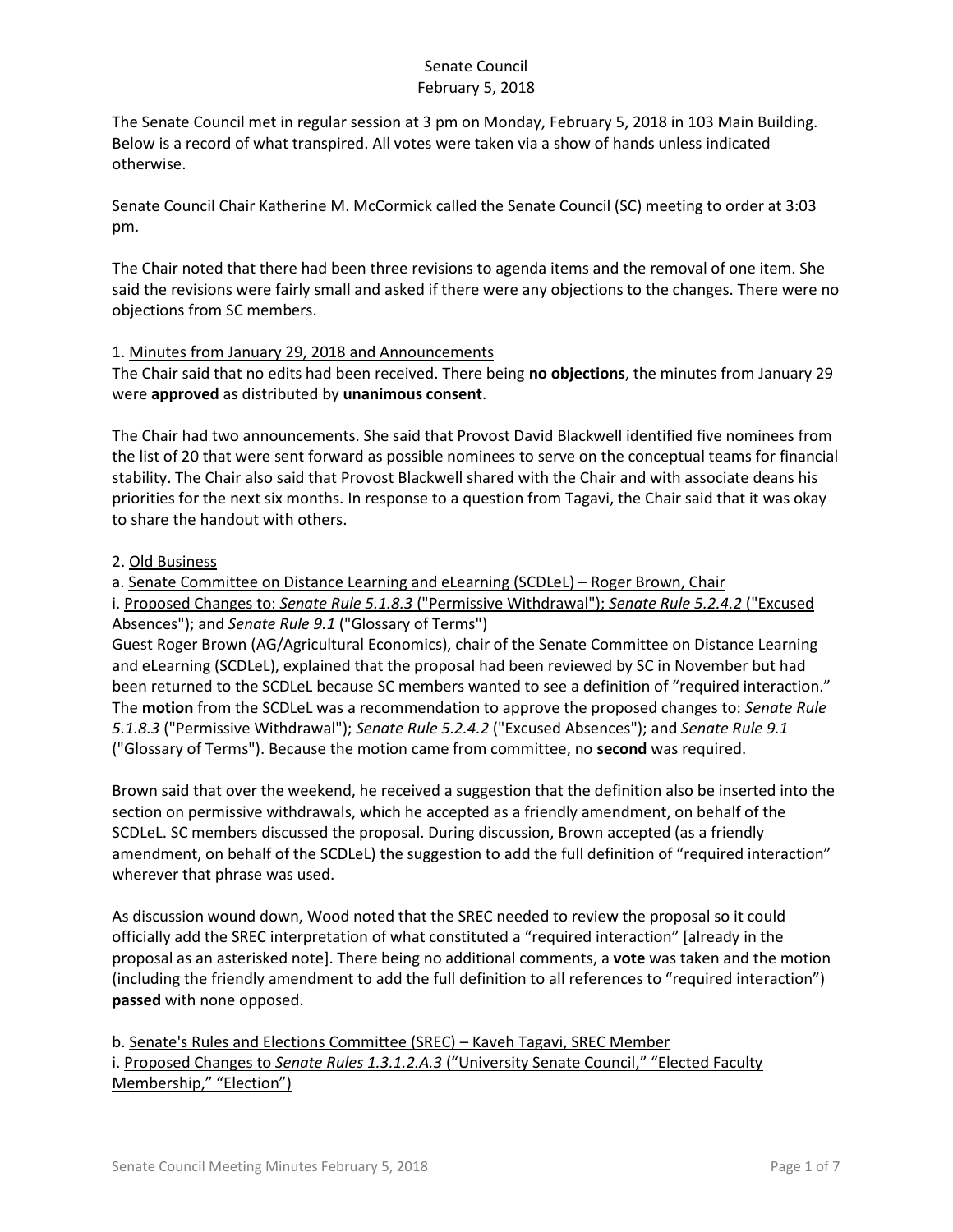# Senate Council
## February 5, 2018

The Senate Council met in regular session at 3 pm on Monday, February 5, 2018 in 103 Main Building. Below is a record of what transpired. All votes were taken via a show of hands unless indicated otherwise.

Senate Council Chair Katherine M. McCormick called the Senate Council (SC) meeting to order at 3:03 pm.

The Chair noted that there had been three revisions to agenda items and the removal of one item. She said the revisions were fairly small and asked if there were any objections to the changes. There were no objections from SC members.

1. Minutes from January 29, 2018 and Announcements

The Chair said that no edits had been received. There being **no objections**, the minutes from January 29 were **approved** as distributed by **unanimous consent**.

The Chair had two announcements. She said that Provost David Blackwell identified five nominees from the list of 20 that were sent forward as possible nominees to serve on the conceptual teams for financial stability. The Chair also said that Provost Blackwell shared with the Chair and with associate deans his priorities for the next six months. In response to a question from Tagavi, the Chair said that it was okay to share the handout with others.

2. Old Business

a. Senate Committee on Distance Learning and eLearning (SCDLeL) – Roger Brown, Chair

i. Proposed Changes to: *Senate Rule 5.1.8.3* ("Permissive Withdrawal"); *Senate Rule 5.2.4.2* ("Excused Absences"); and *Senate Rule 9.1* ("Glossary of Terms")

Guest Roger Brown (AG/Agricultural Economics), chair of the Senate Committee on Distance Learning and eLearning (SCDLeL), explained that the proposal had been reviewed by SC in November but had been returned to the SCDLeL because SC members wanted to see a definition of "required interaction." The **motion** from the SCDLeL was a recommendation to approve the proposed changes to: *Senate Rule 5.1.8.3* ("Permissive Withdrawal"); *Senate Rule 5.2.4.2* ("Excused Absences"); and *Senate Rule 9.1* ("Glossary of Terms"). Because the motion came from committee, no **second** was required.

Brown said that over the weekend, he received a suggestion that the definition also be inserted into the section on permissive withdrawals, which he accepted as a friendly amendment, on behalf of the SCDLeL. SC members discussed the proposal. During discussion, Brown accepted (as a friendly amendment, on behalf of the SCDLeL) the suggestion to add the full definition of "required interaction" wherever that phrase was used.

As discussion wound down, Wood noted that the SREC needed to review the proposal so it could officially add the SREC interpretation of what constituted a "required interaction" [already in the proposal as an asterisked note]. There being no additional comments, a **vote** was taken and the motion (including the friendly amendment to add the full definition to all references to "required interaction") **passed** with none opposed.

b. Senate's Rules and Elections Committee (SREC) – Kaveh Tagavi, SREC Member

i. Proposed Changes to *Senate Rules 1.3.1.2.A.3* ("University Senate Council," "Elected Faculty Membership," "Election")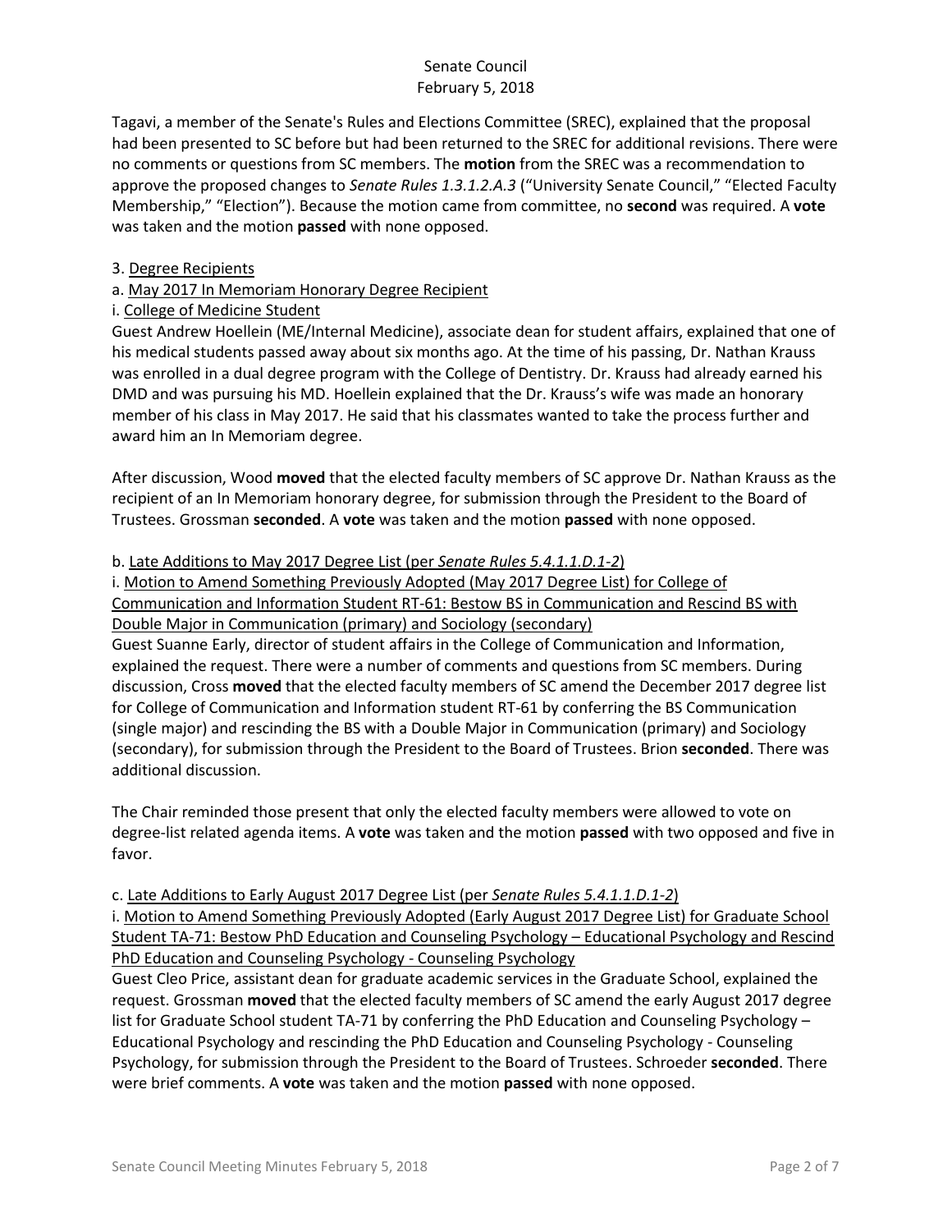Tagavi, a member of the Senate's Rules and Elections Committee (SREC), explained that the proposal had been presented to SC before but had been returned to the SREC for additional revisions. There were no comments or questions from SC members. The **motion** from the SREC was a recommendation to approve the proposed changes to *Senate Rules 1.3.1.2.A.3* ("University Senate Council," "Elected Faculty Membership," "Election"). Because the motion came from committee, no **second** was required. A **vote** was taken and the motion **passed** with none opposed.

3. Degree Recipients

a. May 2017 In Memoriam Honorary Degree Recipient

i. College of Medicine Student

Guest Andrew Hoellein (ME/Internal Medicine), associate dean for student affairs, explained that one of his medical students passed away about six months ago. At the time of his passing, Dr. Nathan Krauss was enrolled in a dual degree program with the College of Dentistry. Dr. Krauss had already earned his DMD and was pursuing his MD. Hoellein explained that the Dr. Krauss's wife was made an honorary member of his class in May 2017. He said that his classmates wanted to take the process further and award him an In Memoriam degree.

After discussion, Wood **moved** that the elected faculty members of SC approve Dr. Nathan Krauss as the recipient of an In Memoriam honorary degree, for submission through the President to the Board of Trustees. Grossman **seconded**. A **vote** was taken and the motion **passed** with none opposed.

b. Late Additions to May 2017 Degree List (per *Senate Rules 5.4.1.1.D.1-2*)

i. Motion to Amend Something Previously Adopted (May 2017 Degree List) for College of Communication and Information Student RT-61: Bestow BS in Communication and Rescind BS with Double Major in Communication (primary) and Sociology (secondary)

Guest Suanne Early, director of student affairs in the College of Communication and Information, explained the request. There were a number of comments and questions from SC members. During discussion, Cross **moved** that the elected faculty members of SC amend the December 2017 degree list for College of Communication and Information student RT-61 by conferring the BS Communication (single major) and rescinding the BS with a Double Major in Communication (primary) and Sociology (secondary), for submission through the President to the Board of Trustees. Brion **seconded**. There was additional discussion.

The Chair reminded those present that only the elected faculty members were allowed to vote on degree-list related agenda items. A **vote** was taken and the motion **passed** with two opposed and five in favor.

c. Late Additions to Early August 2017 Degree List (per *Senate Rules 5.4.1.1.D.1-2*)

i. Motion to Amend Something Previously Adopted (Early August 2017 Degree List) for Graduate School Student TA-71: Bestow PhD Education and Counseling Psychology – Educational Psychology and Rescind PhD Education and Counseling Psychology - Counseling Psychology

Guest Cleo Price, assistant dean for graduate academic services in the Graduate School, explained the request. Grossman **moved** that the elected faculty members of SC amend the early August 2017 degree list for Graduate School student TA-71 by conferring the PhD Education and Counseling Psychology – Educational Psychology and rescinding the PhD Education and Counseling Psychology - Counseling Psychology, for submission through the President to the Board of Trustees. Schroeder **seconded**. There were brief comments. A **vote** was taken and the motion **passed** with none opposed.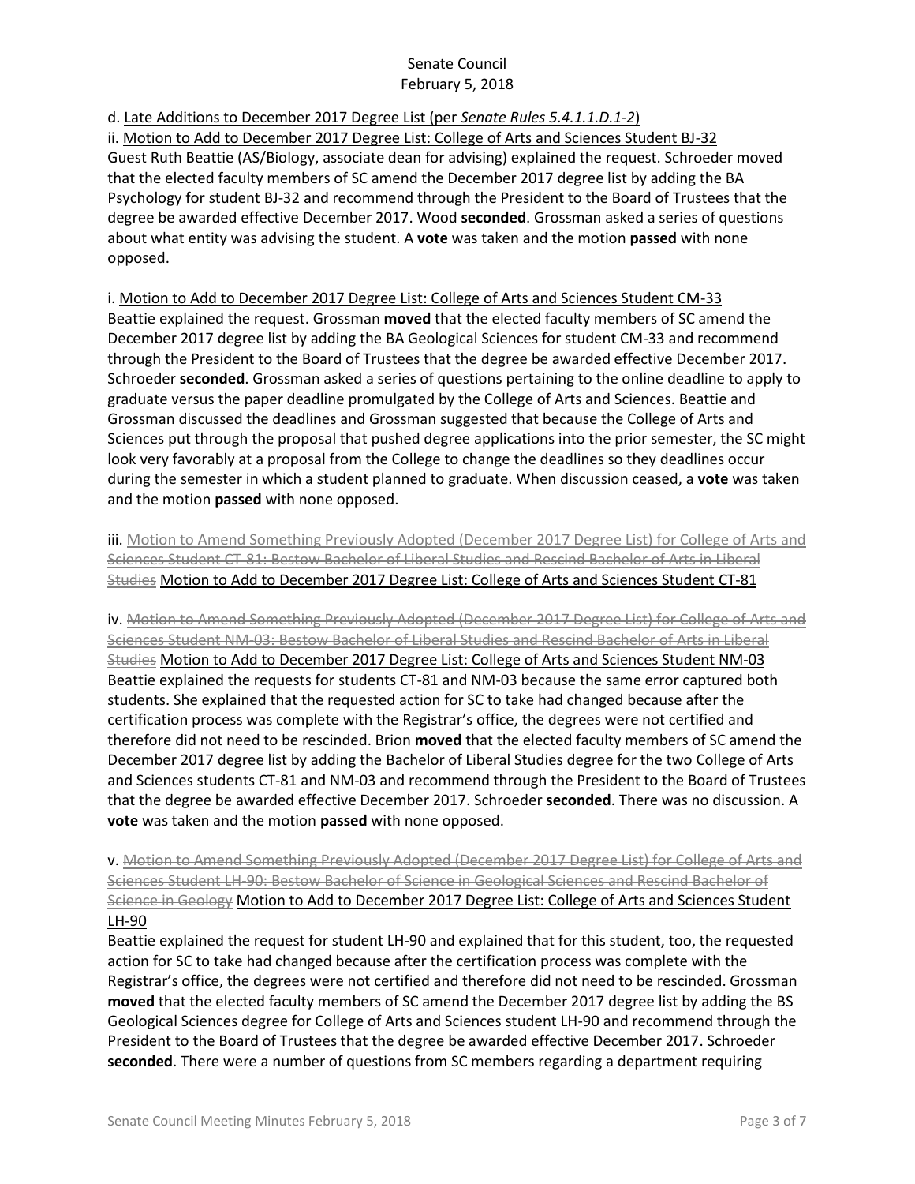d. Late Additions to December 2017 Degree List (per *Senate Rules 5.4.1.1.D.1-2*)

ii. Motion to Add to December 2017 Degree List: College of Arts and Sciences Student BJ-32

Guest Ruth Beattie (AS/Biology, associate dean for advising) explained the request. Schroeder moved that the elected faculty members of SC amend the December 2017 degree list by adding the BA Psychology for student BJ-32 and recommend through the President to the Board of Trustees that the degree be awarded effective December 2017. Wood **seconded**. Grossman asked a series of questions about what entity was advising the student. A **vote** was taken and the motion **passed** with none opposed.

i. Motion to Add to December 2017 Degree List: College of Arts and Sciences Student CM-33

Beattie explained the request. Grossman **moved** that the elected faculty members of SC amend the December 2017 degree list by adding the BA Geological Sciences for student CM-33 and recommend through the President to the Board of Trustees that the degree be awarded effective December 2017. Schroeder **seconded**. Grossman asked a series of questions pertaining to the online deadline to apply to graduate versus the paper deadline promulgated by the College of Arts and Sciences. Beattie and Grossman discussed the deadlines and Grossman suggested that because the College of Arts and Sciences put through the proposal that pushed degree applications into the prior semester, the SC might look very favorably at a proposal from the College to change the deadlines so they deadlines occur during the semester in which a student planned to graduate. When discussion ceased, a **vote** was taken and the motion **passed** with none opposed.

iii. ~~Motion to Amend Something Previously Adopted (December 2017 Degree List) for College of Arts and Sciences Student CT-81: Bestow Bachelor of Liberal Studies and Rescind Bachelor of Arts in Liberal Studies~~ Motion to Add to December 2017 Degree List: College of Arts and Sciences Student CT-81

iv. ~~Motion to Amend Something Previously Adopted (December 2017 Degree List) for College of Arts and Sciences Student NM-03: Bestow Bachelor of Liberal Studies and Rescind Bachelor of Arts in Liberal Studies~~ Motion to Add to December 2017 Degree List: College of Arts and Sciences Student NM-03

Beattie explained the requests for students CT-81 and NM-03 because the same error captured both students. She explained that the requested action for SC to take had changed because after the certification process was complete with the Registrar's office, the degrees were not certified and therefore did not need to be rescinded. Brion **moved** that the elected faculty members of SC amend the December 2017 degree list by adding the Bachelor of Liberal Studies degree for the two College of Arts and Sciences students CT-81 and NM-03 and recommend through the President to the Board of Trustees that the degree be awarded effective December 2017. Schroeder **seconded**. There was no discussion. A **vote** was taken and the motion **passed** with none opposed.

v. ~~Motion to Amend Something Previously Adopted (December 2017 Degree List) for College of Arts and Sciences Student LH-90: Bestow Bachelor of Science in Geological Sciences and Rescind Bachelor of Science in Geology~~ Motion to Add to December 2017 Degree List: College of Arts and Sciences Student LH-90

Beattie explained the request for student LH-90 and explained that for this student, too, the requested action for SC to take had changed because after the certification process was complete with the Registrar's office, the degrees were not certified and therefore did not need to be rescinded. Grossman **moved** that the elected faculty members of SC amend the December 2017 degree list by adding the BS Geological Sciences degree for College of Arts and Sciences student LH-90 and recommend through the President to the Board of Trustees that the degree be awarded effective December 2017. Schroeder **seconded**. There were a number of questions from SC members regarding a department requiring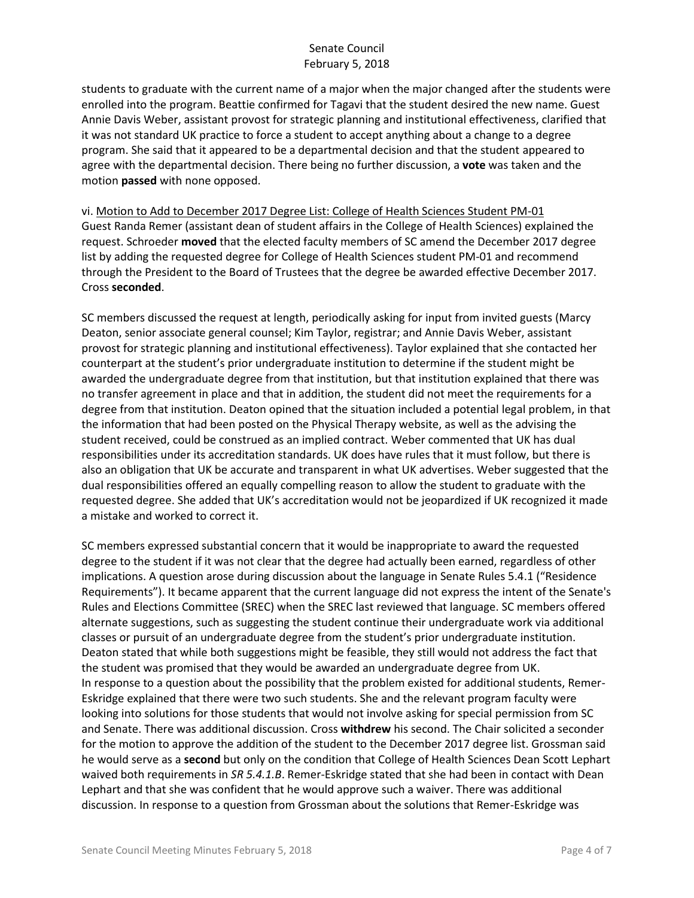students to graduate with the current name of a major when the major changed after the students were enrolled into the program. Beattie confirmed for Tagavi that the student desired the new name. Guest Annie Davis Weber, assistant provost for strategic planning and institutional effectiveness, clarified that it was not standard UK practice to force a student to accept anything about a change to a degree program. She said that it appeared to be a departmental decision and that the student appeared to agree with the departmental decision. There being no further discussion, a **vote** was taken and the motion **passed** with none opposed.

vi. <u>Motion to Add to December 2017 Degree List: College of Health Sciences Student PM-01</u>
Guest Randa Remer (assistant dean of student affairs in the College of Health Sciences) explained the request. Schroeder **moved** that the elected faculty members of SC amend the December 2017 degree list by adding the requested degree for College of Health Sciences student PM-01 and recommend through the President to the Board of Trustees that the degree be awarded effective December 2017. Cross **seconded**.

SC members discussed the request at length, periodically asking for input from invited guests (Marcy Deaton, senior associate general counsel; Kim Taylor, registrar; and Annie Davis Weber, assistant provost for strategic planning and institutional effectiveness). Taylor explained that she contacted her counterpart at the student's prior undergraduate institution to determine if the student might be awarded the undergraduate degree from that institution, but that institution explained that there was no transfer agreement in place and that in addition, the student did not meet the requirements for a degree from that institution. Deaton opined that the situation included a potential legal problem, in that the information that had been posted on the Physical Therapy website, as well as the advising the student received, could be construed as an implied contract. Weber commented that UK had dual responsibilities under its accreditation standards. UK does have rules that it must follow, but there is also an obligation that UK be accurate and transparent in what UK advertises. Weber suggested that the dual responsibilities offered an equally compelling reason to allow the student to graduate with the requested degree. She added that UK's accreditation would not be jeopardized if UK recognized it made a mistake and worked to correct it.

SC members expressed substantial concern that it would be inappropriate to award the requested degree to the student if it was not clear that the degree had actually been earned, regardless of other implications. A question arose during discussion about the language in Senate Rules 5.4.1 ("Residence Requirements"). It became apparent that the current language did not express the intent of the Senate's Rules and Elections Committee (SREC) when the SREC last reviewed that language. SC members offered alternate suggestions, such as suggesting the student continue their undergraduate work via additional classes or pursuit of an undergraduate degree from the student's prior undergraduate institution. Deaton stated that while both suggestions might be feasible, they still would not address the fact that the student was promised that they would be awarded an undergraduate degree from UK.
In response to a question about the possibility that the problem existed for additional students, Remer-Eskridge explained that there were two such students. She and the relevant program faculty were looking into solutions for those students that would not involve asking for special permission from SC and Senate. There was additional discussion. Cross **withdrew** his second. The Chair solicited a seconder for the motion to approve the addition of the student to the December 2017 degree list. Grossman said he would serve as a **second** but only on the condition that College of Health Sciences Dean Scott Lephart waived both requirements in *SR 5.4.1.B*. Remer-Eskridge stated that she had been in contact with Dean Lephart and that she was confident that he would approve such a waiver. There was additional discussion. In response to a question from Grossman about the solutions that Remer-Eskridge was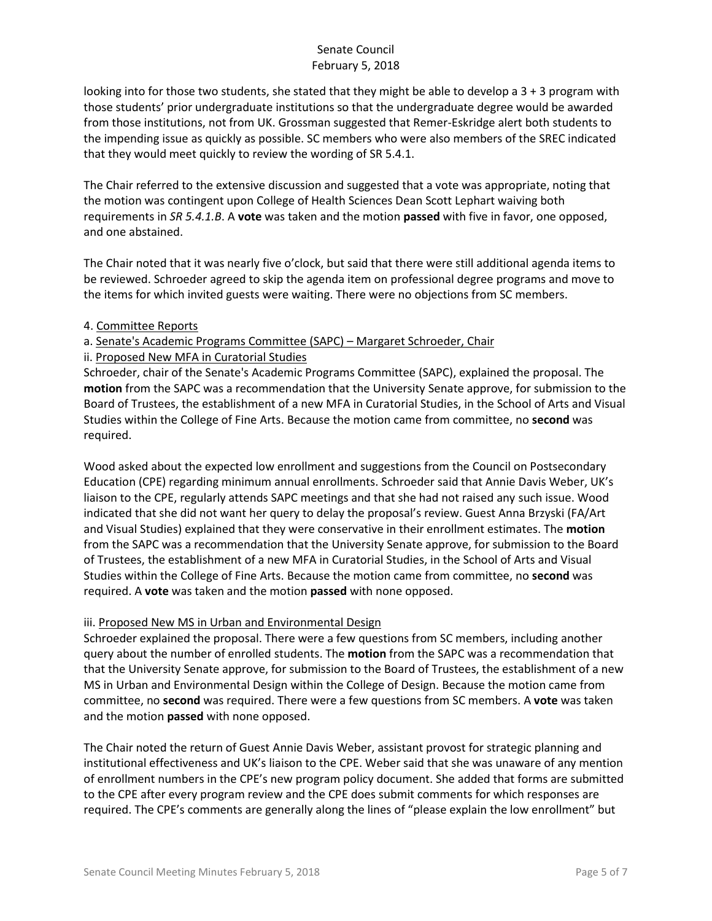looking into for those two students, she stated that they might be able to develop a 3 + 3 program with those students' prior undergraduate institutions so that the undergraduate degree would be awarded from those institutions, not from UK. Grossman suggested that Remer-Eskridge alert both students to the impending issue as quickly as possible. SC members who were also members of the SREC indicated that they would meet quickly to review the wording of SR 5.4.1.

The Chair referred to the extensive discussion and suggested that a vote was appropriate, noting that the motion was contingent upon College of Health Sciences Dean Scott Lephart waiving both requirements in *SR 5.4.1.B*. A **vote** was taken and the motion **passed** with five in favor, one opposed, and one abstained.

The Chair noted that it was nearly five o'clock, but said that there were still additional agenda items to be reviewed. Schroeder agreed to skip the agenda item on professional degree programs and move to the items for which invited guests were waiting. There were no objections from SC members.

4. Committee Reports

a. Senate's Academic Programs Committee (SAPC) – Margaret Schroeder, Chair

ii. Proposed New MFA in Curatorial Studies

Schroeder, chair of the Senate's Academic Programs Committee (SAPC), explained the proposal. The **motion** from the SAPC was a recommendation that the University Senate approve, for submission to the Board of Trustees, the establishment of a new MFA in Curatorial Studies, in the School of Arts and Visual Studies within the College of Fine Arts. Because the motion came from committee, no **second** was required.

Wood asked about the expected low enrollment and suggestions from the Council on Postsecondary Education (CPE) regarding minimum annual enrollments. Schroeder said that Annie Davis Weber, UK's liaison to the CPE, regularly attends SAPC meetings and that she had not raised any such issue. Wood indicated that she did not want her query to delay the proposal's review. Guest Anna Brzyski (FA/Art and Visual Studies) explained that they were conservative in their enrollment estimates. The **motion** from the SAPC was a recommendation that the University Senate approve, for submission to the Board of Trustees, the establishment of a new MFA in Curatorial Studies, in the School of Arts and Visual Studies within the College of Fine Arts. Because the motion came from committee, no **second** was required. A **vote** was taken and the motion **passed** with none opposed.

iii. Proposed New MS in Urban and Environmental Design

Schroeder explained the proposal. There were a few questions from SC members, including another query about the number of enrolled students. The **motion** from the SAPC was a recommendation that that the University Senate approve, for submission to the Board of Trustees, the establishment of a new MS in Urban and Environmental Design within the College of Design. Because the motion came from committee, no **second** was required. There were a few questions from SC members. A **vote** was taken and the motion **passed** with none opposed.

The Chair noted the return of Guest Annie Davis Weber, assistant provost for strategic planning and institutional effectiveness and UK's liaison to the CPE. Weber said that she was unaware of any mention of enrollment numbers in the CPE's new program policy document. She added that forms are submitted to the CPE after every program review and the CPE does submit comments for which responses are required. The CPE's comments are generally along the lines of "please explain the low enrollment" but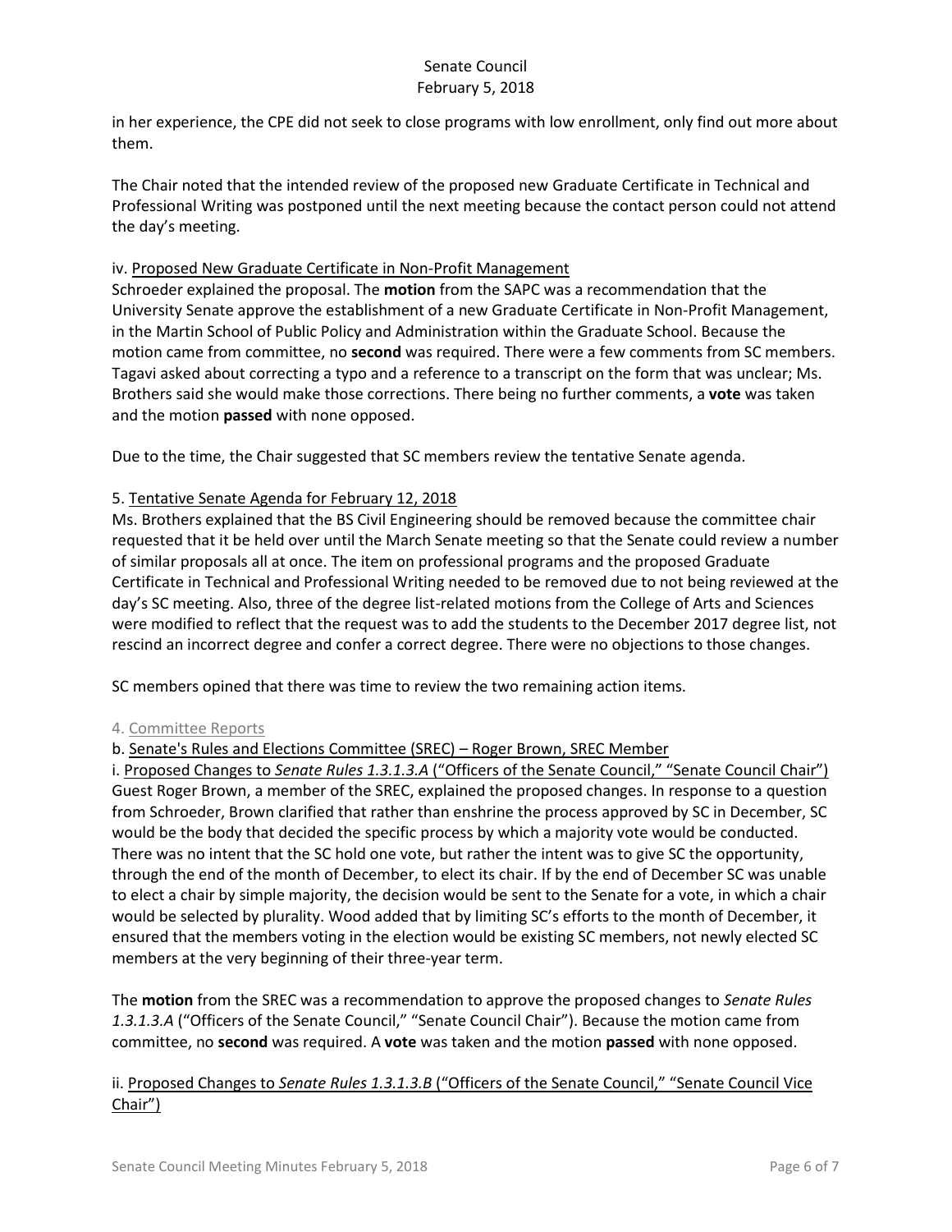in her experience, the CPE did not seek to close programs with low enrollment, only find out more about them.

The Chair noted that the intended review of the proposed new Graduate Certificate in Technical and Professional Writing was postponed until the next meeting because the contact person could not attend the day's meeting.

iv. Proposed New Graduate Certificate in Non-Profit Management
Schroeder explained the proposal. The **motion** from the SAPC was a recommendation that the University Senate approve the establishment of a new Graduate Certificate in Non-Profit Management, in the Martin School of Public Policy and Administration within the Graduate School. Because the motion came from committee, no **second** was required. There were a few comments from SC members. Tagavi asked about correcting a typo and a reference to a transcript on the form that was unclear; Ms. Brothers said she would make those corrections. There being no further comments, a **vote** was taken and the motion **passed** with none opposed.

Due to the time, the Chair suggested that SC members review the tentative Senate agenda.

5. Tentative Senate Agenda for February 12, 2018
Ms. Brothers explained that the BS Civil Engineering should be removed because the committee chair requested that it be held over until the March Senate meeting so that the Senate could review a number of similar proposals all at once. The item on professional programs and the proposed Graduate Certificate in Technical and Professional Writing needed to be removed due to not being reviewed at the day's SC meeting. Also, three of the degree list-related motions from the College of Arts and Sciences were modified to reflect that the request was to add the students to the December 2017 degree list, not rescind an incorrect degree and confer a correct degree. There were no objections to those changes.

SC members opined that there was time to review the two remaining action items.

4. Committee Reports
b. Senate's Rules and Elections Committee (SREC) – Roger Brown, SREC Member
i. Proposed Changes to *Senate Rules 1.3.1.3.A* ("Officers of the Senate Council," "Senate Council Chair")
Guest Roger Brown, a member of the SREC, explained the proposed changes. In response to a question from Schroeder, Brown clarified that rather than enshrine the process approved by SC in December, SC would be the body that decided the specific process by which a majority vote would be conducted. There was no intent that the SC hold one vote, but rather the intent was to give SC the opportunity, through the end of the month of December, to elect its chair. If by the end of December SC was unable to elect a chair by simple majority, the decision would be sent to the Senate for a vote, in which a chair would be selected by plurality. Wood added that by limiting SC's efforts to the month of December, it ensured that the members voting in the election would be existing SC members, not newly elected SC members at the very beginning of their three-year term.

The **motion** from the SREC was a recommendation to approve the proposed changes to *Senate Rules 1.3.1.3.A* ("Officers of the Senate Council," "Senate Council Chair"). Because the motion came from committee, no **second** was required. A **vote** was taken and the motion **passed** with none opposed.

ii. Proposed Changes to *Senate Rules 1.3.1.3.B* ("Officers of the Senate Council," "Senate Council Vice Chair")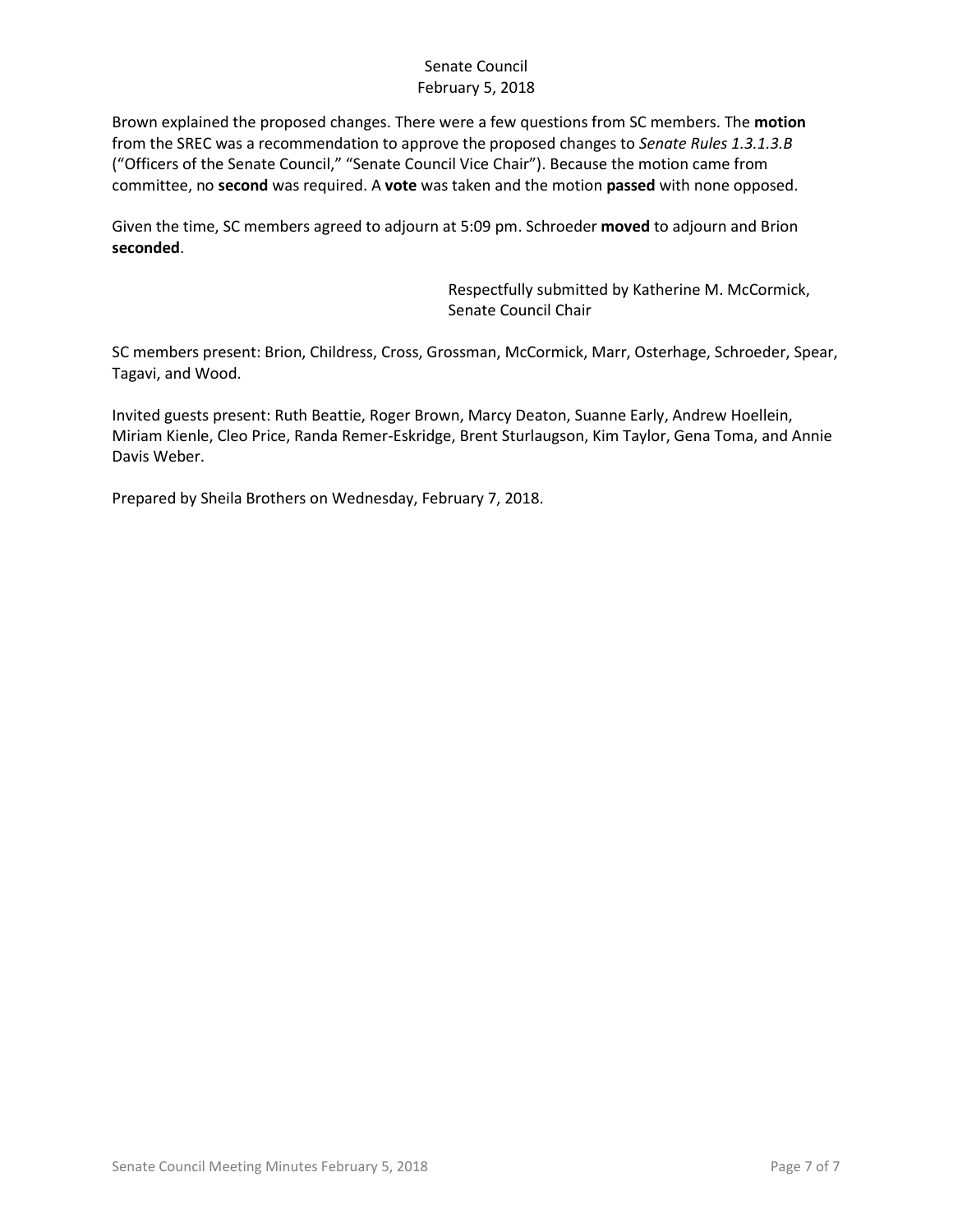Brown explained the proposed changes. There were a few questions from SC members. The **motion** from the SREC was a recommendation to approve the proposed changes to *Senate Rules 1.3.1.3.B* ("Officers of the Senate Council," "Senate Council Vice Chair"). Because the motion came from committee, no **second** was required. A **vote** was taken and the motion **passed** with none opposed.

Given the time, SC members agreed to adjourn at 5:09 pm. Schroeder **moved** to adjourn and Brion **seconded**.

Respectfully submitted by Katherine M. McCormick,
Senate Council Chair

SC members present: Brion, Childress, Cross, Grossman, McCormick, Marr, Osterhage, Schroeder, Spear, Tagavi, and Wood.

Invited guests present: Ruth Beattie, Roger Brown, Marcy Deaton, Suanne Early, Andrew Hoellein, Miriam Kienle, Cleo Price, Randa Remer-Eskridge, Brent Sturlaugson, Kim Taylor, Gena Toma, and Annie Davis Weber.

Prepared by Sheila Brothers on Wednesday, February 7, 2018.